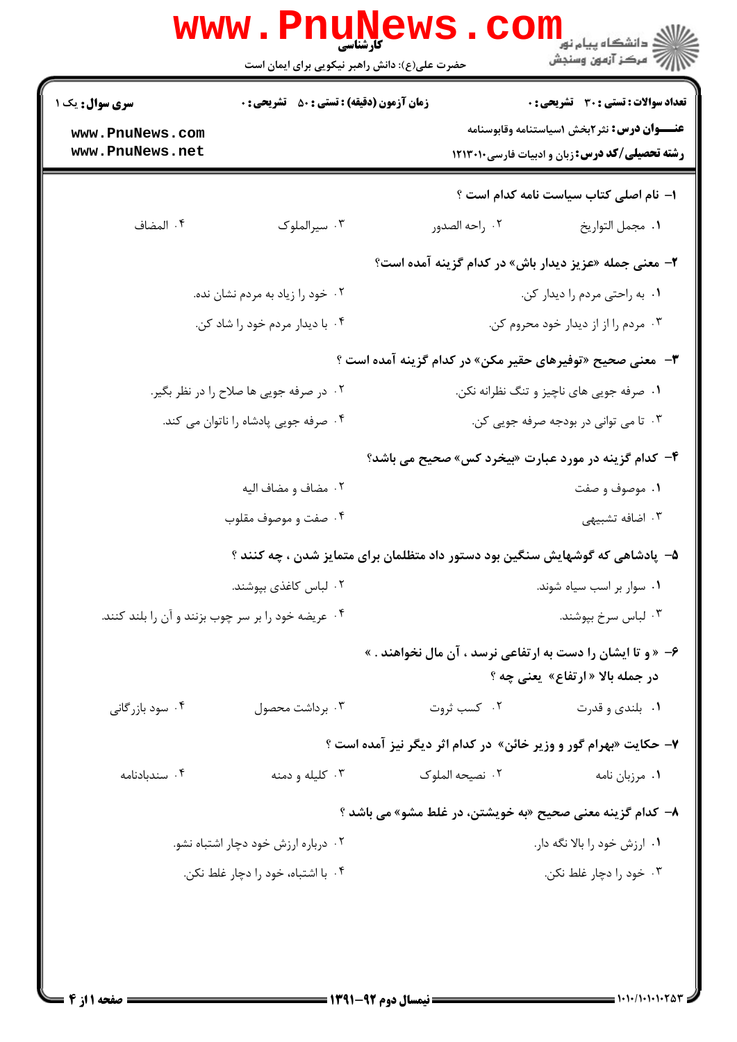**کارشناسی**

حضرت علی(ع): دانش راهبر نیکویی برای ایمان است

**سری سوال:** یک ۱

**زمان آزمون (دقیقه) : تستی : ۵۰ تشریحی : ۰**

**تعداد سوالات : تستی : ۳۰ تشریحی : ۰**

**عنـــوان درس:** نثر۲بخش ۱سیاستنامه وقابوسنامه

**رشته تحصیلی/کد درس:** زبان و ادبیات فارسی۱۲۱۳۰۱۰

www.PnuNews.com
www.PnuNews.net

**۱- نام اصلی کتاب سیاست نامه کدام است ؟**

۱. مجمل التواریخ
۲. راحه الصدور
۳. سیرالملوک
۴. المضاف

**۲- معنی جمله «عزیز دیدار باش» در کدام گزینه آمده است؟**

۱. به راحتی مردم را دیدار کن.
۲. خود را زیاد به مردم نشان نده.
۳. مردم را از دیدار خود محروم کن.
۴. با دیدار مردم خود را شاد کن.

**۳- معنی صحیح «توفیرهای حقیر مکن» در کدام گزینه آمده است ؟**

۱. صرفه جویی های ناچیز و تنگ نظرانه نکن.
۲. در صرفه جویی ها صلاح را در نظر بگیر.
۳. تا می توانی در بودجه صرفه جویی کن.
۴. صرفه جویی پادشاه را ناتوان می کند.

**۴- کدام گزینه در مورد عبارت «بیخرد کس» صحیح می باشد؟**

۱. موصوف و صفت
۲. مضاف و مضاف الیه
۳. اضافه تشبیهی
۴. صفت و موصوف مقلوب

**۵- پادشاهی که گوشهایش سنگین بود دستور داد متظلمان برای متمایز شدن ، چه کنند ؟**

۱. سوار بر اسب سیاه شوند.
۲. لباس کاغذی بپوشند.
۳. لباس سرخ بپوشند.
۴. عریضه خود را بر سر چوب بزنند و آن را بلند کنند.

**۶- « و تا ایشان را دست به ارتفاعی نرسد ، آن مال نخواهند . »**
**در جمله بالا « ارتفاع» یعنی چه ؟**

۱. بلندی و قدرت
۲. کسب ثروت
۳. برداشت محصول
۴. سود بازرگانی

**۷- حکایت «بهرام گور و وزیر خائن» در کدام اثر دیگر نیز آمده است ؟**

۱. مرزبان نامه
۲. نصیحه الملوک
۳. کلیله و دمنه
۴. سندبادنامه

**۸- کدام گزینه معنی صحیح «به خویشتن، در غلط مشو» می باشد ؟**

۱. ارزش خود را بالا نگه دار.
۲. درباره ارزش خود دچار اشتباه نشو.
۳. خود را دچار غلط نکن.
۴. با اشتباه، خود را دچار غلط نکن.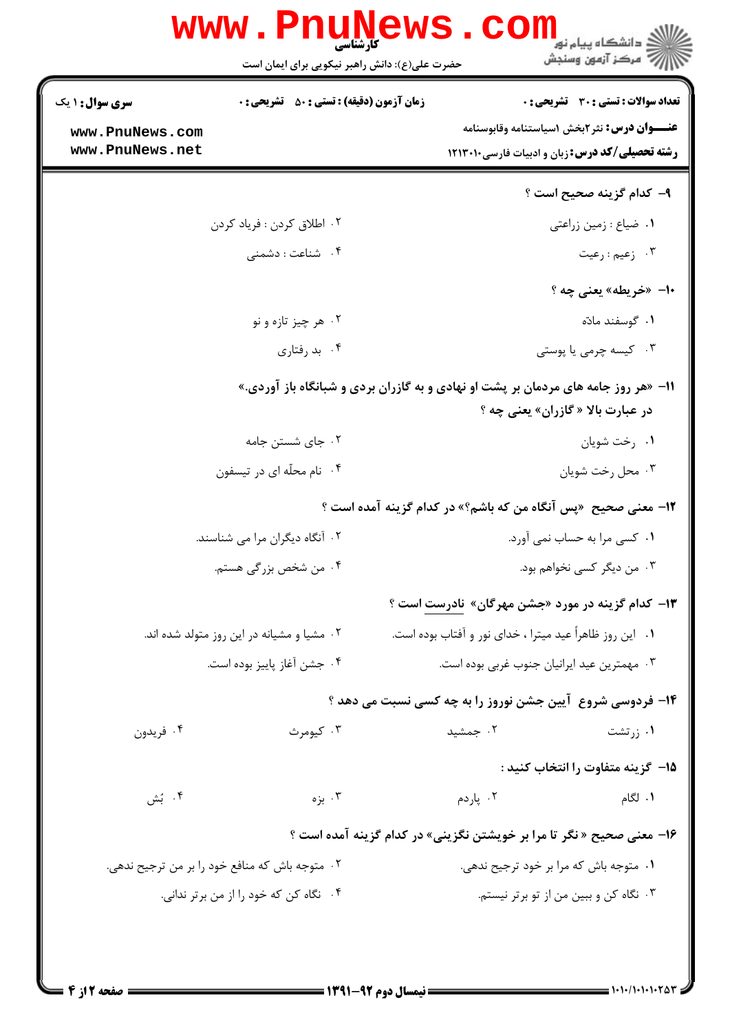۹- کدام گزینه صحیح است ؟

۱. ضیاع : زمین زراعتی

۲. اطلاق کردن : فریاد کردن

۳. زعیم : رعیت

۴. شناعت : دشمنی

۱۰- «خریطه» یعنی چه ؟

۱. گوسفند مادّه

۲. هر چیز تازه و نو

۳. کیسه چرمی یا پوستی

۴. بد رفتاری

۱۱- «هر روز جامه های مردمان بر پشت او نهادی و به گازران بردی و شبانگاه باز آوردی.» در عبارت بالا « گازران» یعنی چه ؟

۱. رخت شویان

۲. جای شستن جامه

۳. محل رخت شویان

۴. نام محلّه ای در تیسفون

۱۲- معنی صحیح «پس آنگاه من که باشم؟» در کدام گزینه آمده است ؟

۱. کسی مرا به حساب نمی آورد.

۲. آنگاه دیگران مرا می شناسند.

۳. من دیگر کسی نخواهم بود.

۴. من شخص بزرگی هستم.

۱۳- کدام گزینه در مورد «جشن مهرگان» نادرست است ؟

۱. این روز ظاهراً عید میترا ، خدای نور و آفتاب بوده است.

۲. مشیا و مشیانه در این روز متولد شده اند.

۳. مهمترین عید ایرانیان جنوب غربی بوده است.

۴. جشن آغاز پاییز بوده است.

۱۴- فردوسی شروع آیین جشن نوروز را به چه کسی نسبت می دهد ؟

۱. زرتشت

۲. جمشید

۳. کیومرث

۴. فریدون

۱۵- گزینه متفاوت را انتخاب کنید :

۱. لگام

۲. پاردم

۳. بزه

۴. بُش

۱۶- معنی صحیح « نگر تا مرا بر خویشتن نگزینی» در کدام گزینه آمده است ؟

۱. متوجه باش که مرا بر خود ترجیح ندهی.

۲. متوجه باش که منافع خود را بر من ترجیح ندهی.

۳. نگاه کن و ببین من از تو برتر نیستم.

۴. نگاه کن که خود را از من برتر ندانی.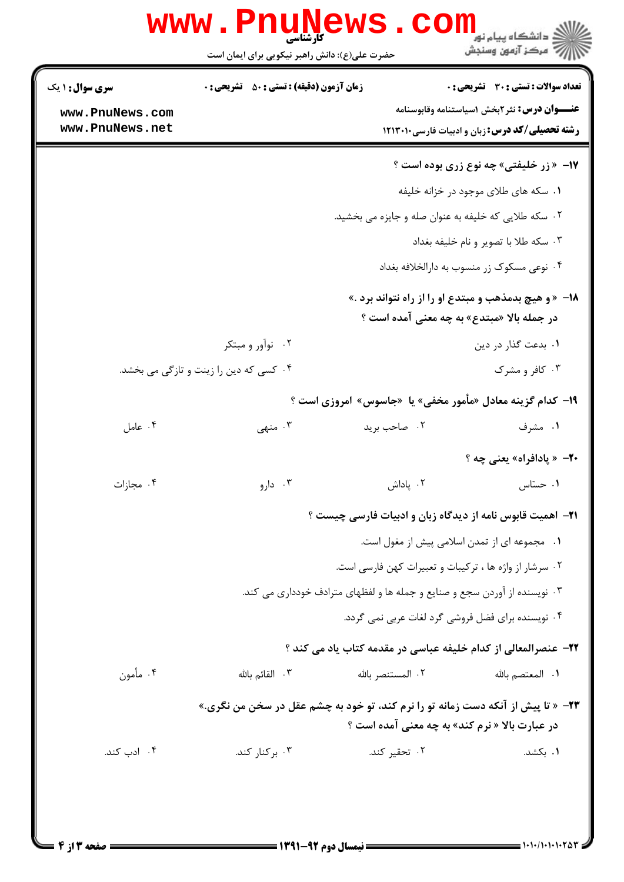**سری سوال:** ۱ یک

**زمان آزمون (دقیقه) : تستی :** ۵۰ **تشریحی :** ۰

**تعداد سوالات : تستی :** ۳۰ **تشریحی :** ۰

**عنـــوان درس:** نثر۲بخش ۱سیاستنامه وقابوسنامه

**رشته تحصیلی/کد درس:** زبان و ادبیات فارسی۱۲۱۳۰۱۰

۱۷- «زر خلیفتی» چه نوع زری بوده است ؟

۱. سکه های طلای موجود در خزانه خلیفه

۲. سکه طلایی که خلیفه به عنوان صله و جایزه می بخشید.

۳. سکه طلا با تصویر و نام خلیفه بغداد

۴. نوعی مسکوک زر منسوب به دارالخلافه بغداد

۱۸- « و هیچ بدمذهب و مبتدع او را از راه نتواند برد .»

در جمله بالا «مبتدع» به چه معنی آمده است ؟

۱. بدعت گذار در دین

۲. نوآور و مبتکر

۳. کافر و مشرک

۴. کسی که دین را زینت و تازگی می بخشد.

۱۹- کدام گزینه معادل «مأمور مخفی» یا «جاسوس» امروزی است ؟

۱. مشرف

۲. صاحب برید

۳. منهی

۴. عامل

۲۰- « پادافراه» یعنی چه ؟

۱. حساس

۲. پاداش

۳. دارو

۴. مجازات

۲۱- اهمیت قابوس نامه از دیدگاه زبان و ادبیات فارسی چیست ؟

۱. مجموعه ای از تمدن اسلامی پیش از مغول است.

۲. سرشار از واژه ها ، ترکیبات و تعبیرات کهن فارسی است.

۳. نویسنده از آوردن سجع و صنایع و جمله ها و لفظهای مترادف خودداری می کند.

۴. نویسنده برای فضل فروشی گرد لغات عربی نمی گردد.

۲۲- عنصرالمعالی از کدام خلیفه عباسی در مقدمه کتاب یاد می کند ؟

۱. المعتصم بالله

۲. المستنصر بالله

۳. القائم بالله

۴. مأمون

۲۳- « تا پیش از آنکه دست زمانه تو را نرم کند، تو خود به چشم عقل در سخن من نگری.»

در عبارت بالا « نرم کند» به چه معنی آمده است ؟

۱. بکشد.

۲. تحقیر کند.

۳. برکنار کند.

۴. ادب کند.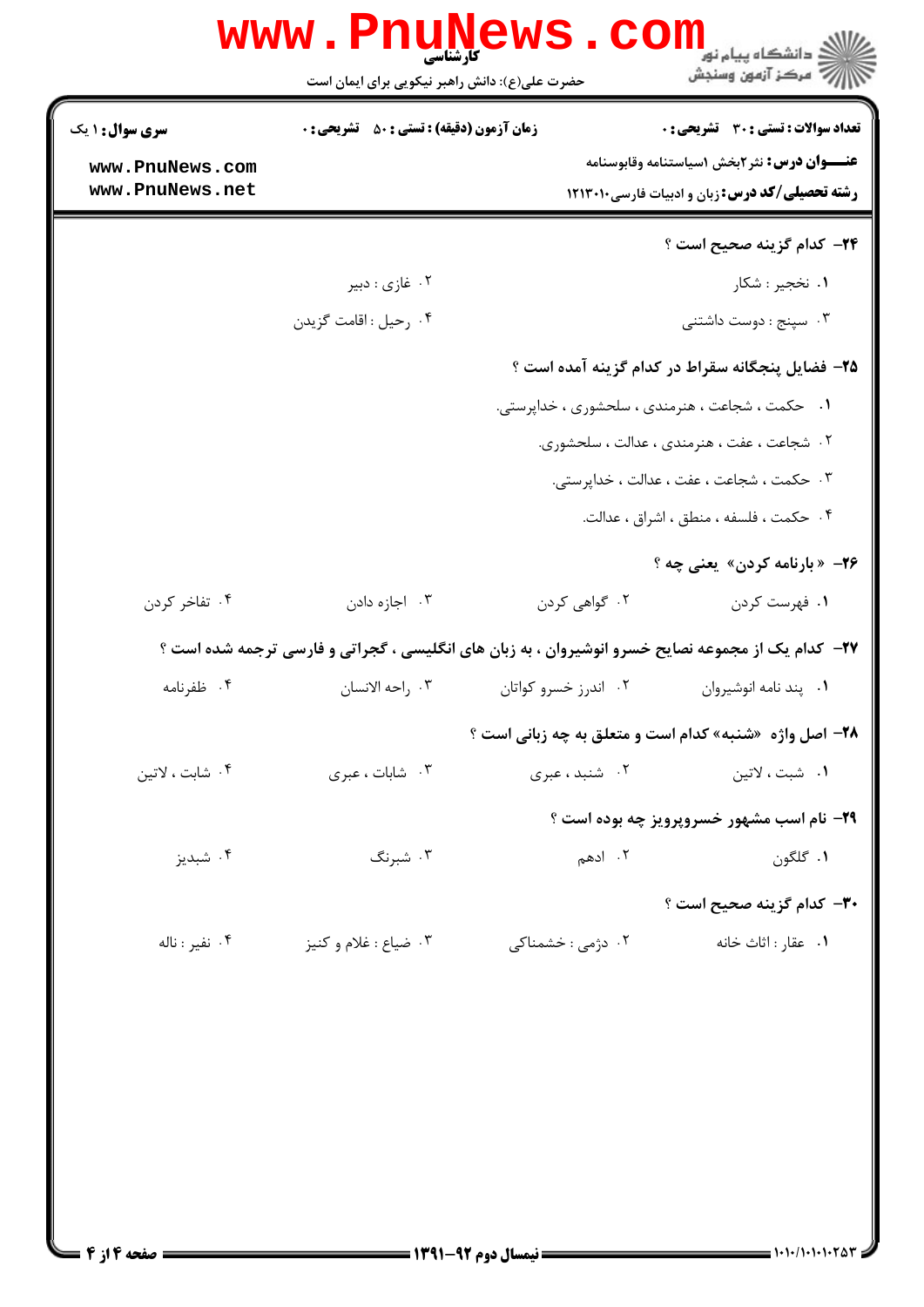۲۴- کدام گزینه صحیح است ؟

۱. نخجیر : شکار
۲. غازی : دبیر
۳. سپنج : دوست داشتنی
۴. رحیل : اقامت گزیدن

۲۵- فضایل پنجگانه سقراط در کدام گزینه آمده است ؟

۱. حکمت ، شجاعت ، هنرمندی ، سلحشوری ، خداپرستی.
۲. شجاعت ، عفت ، هنرمندی ، عدالت ، سلحشوری.
۳. حکمت ، شجاعت ، عفت ، عدالت ، خداپرستی.
۴. حکمت ، فلسفه ، منطق ، اشراق ، عدالت.

۲۶- « بارنامه کردن» یعنی چه ؟

۱. فهرست کردن
۲. گواهی کردن
۳. اجازه دادن
۴. تفاخر کردن

۲۷- کدام یک از مجموعه نصایح خسرو انوشیروان ، به زبان های انگلیسی ، گجراتی و فارسی ترجمه شده است ؟

۱. پند نامه انوشیروان
۲. اندرز خسرو کواتان
۳. راحه الانسان
۴. ظفرنامه

۲۸- اصل واژه «شنبه» کدام است و متعلق به چه زبانی است ؟

۱. شبت ، لاتین
۲. شنبد ، عبری
۳. شابات ، عبری
۴. شابت ، لاتین

۲۹- نام اسب مشهور خسروپرویز چه بوده است ؟

۱. گلگون
۲. ادهم
۳. شبرنگ
۴. شبدیز

۳۰- کدام گزینه صحیح است ؟

۱. عقار : اثاث خانه
۲. دژمی : خشمناکی
۳. ضیاع : غلام و کنیز
۴. نفیر : ناله